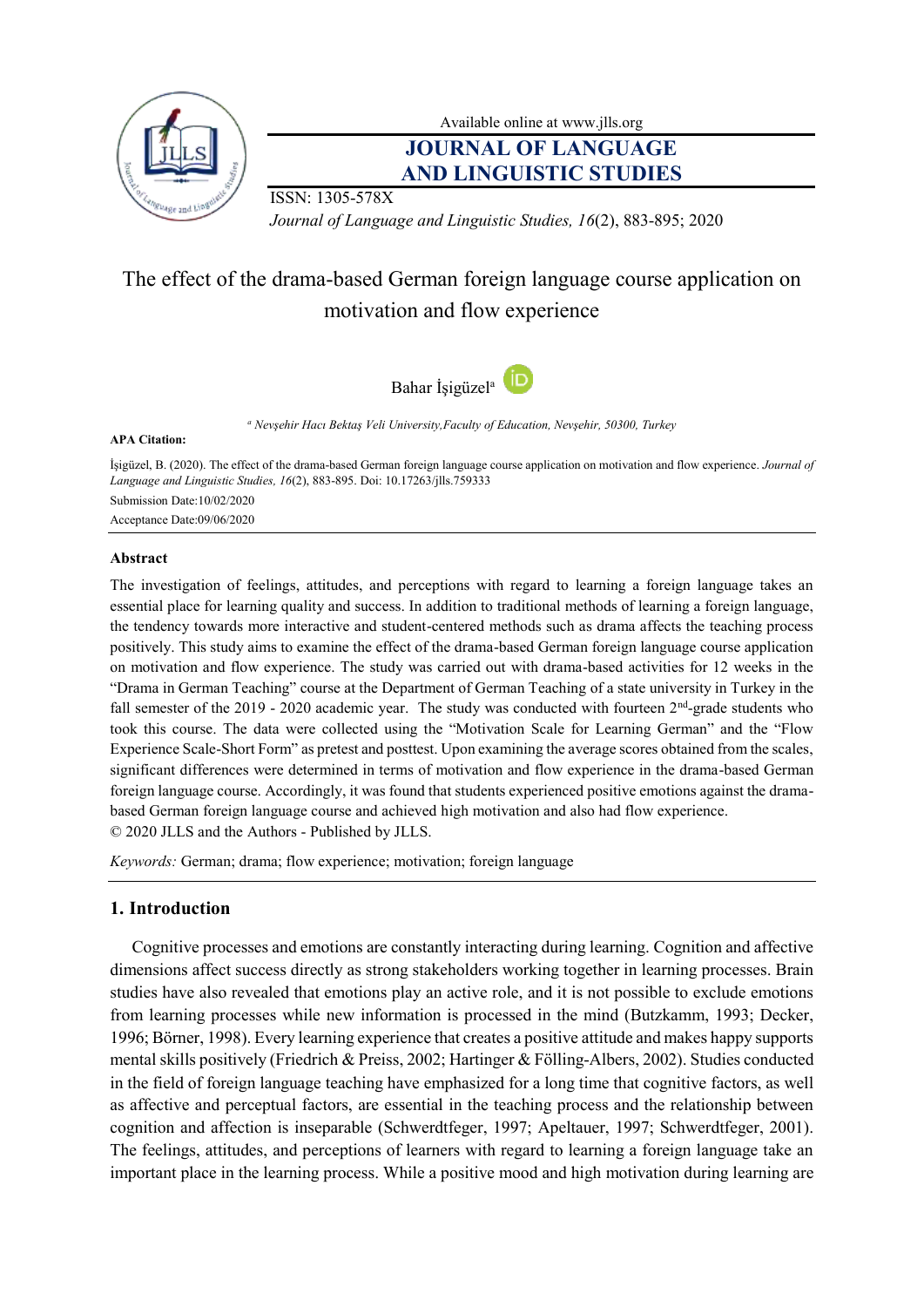Available online at www.jlls.org

# JOURNAL OF LANGUAGE AND LINGUISTIC STUDIES

ISSN: 1305-578X

*Journal of Language and Linguistic Studies, 16*(2), 883-895; 2020

# The effect of the drama-based German foreign language course application on motivation and flow experience

Bahar İşigüzel[a]

[a] *Nevşehir Hacı Bektaş Veli University,Faculty of Education, Nevşehir, 50300, Turkey*

**APA Citation:**

İşigüzel, B. (2020). The effect of the drama-based German foreign language course application on motivation and flow experience. *Journal of Language and Linguistic Studies, 16*(2), 883-895. Doi: 10.17263/jlls.759333

Submission Date:10/02/2020

Acceptance Date:09/06/2020

## Abstract

The investigation of feelings, attitudes, and perceptions with regard to learning a foreign language takes an essential place for learning quality and success. In addition to traditional methods of learning a foreign language, the tendency towards more interactive and student-centered methods such as drama affects the teaching process positively. This study aims to examine the effect of the drama-based German foreign language course application on motivation and flow experience. The study was carried out with drama-based activities for 12 weeks in the "Drama in German Teaching" course at the Department of German Teaching of a state university in Turkey in the fall semester of the 2019 - 2020 academic year. The study was conducted with fourteen 2nd-grade students who took this course. The data were collected using the "Motivation Scale for Learning German" and the "Flow Experience Scale-Short Form" as pretest and posttest. Upon examining the average scores obtained from the scales, significant differences were determined in terms of motivation and flow experience in the drama-based German foreign language course. Accordingly, it was found that students experienced positive emotions against the drama-based German foreign language course and achieved high motivation and also had flow experience.

© 2020 JLLS and the Authors - Published by JLLS.

*Keywords:* German; drama; flow experience; motivation; foreign language

## 1. Introduction

Cognitive processes and emotions are constantly interacting during learning. Cognition and affective dimensions affect success directly as strong stakeholders working together in learning processes. Brain studies have also revealed that emotions play an active role, and it is not possible to exclude emotions from learning processes while new information is processed in the mind (Butzkamm, 1993; Decker, 1996; Börner, 1998). Every learning experience that creates a positive attitude and makes happy supports mental skills positively (Friedrich & Preiss, 2002; Hartinger & Fölling-Albers, 2002). Studies conducted in the field of foreign language teaching have emphasized for a long time that cognitive factors, as well as affective and perceptual factors, are essential in the teaching process and the relationship between cognition and affection is inseparable (Schwerdtfeger, 1997; Apeltauer, 1997; Schwerdtfeger, 2001). The feelings, attitudes, and perceptions of learners with regard to learning a foreign language take an important place in the learning process. While a positive mood and high motivation during learning are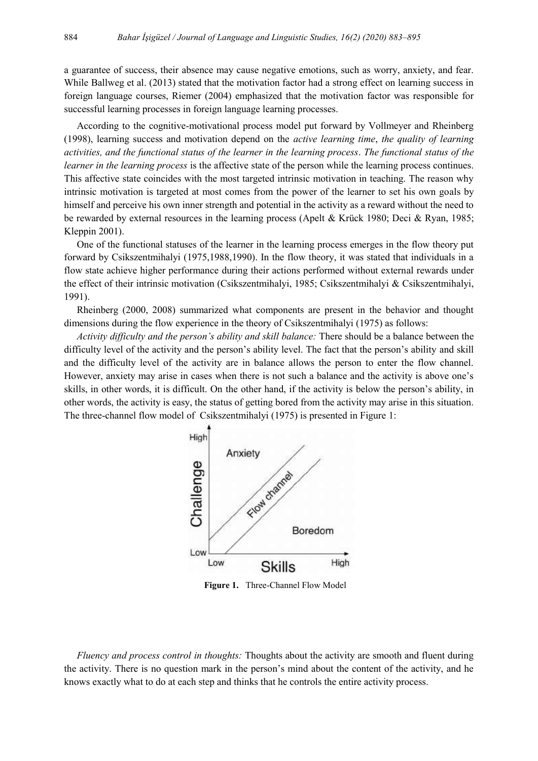a guarantee of success, their absence may cause negative emotions, such as worry, anxiety, and fear. While Ballweg et al. (2013) stated that the motivation factor had a strong effect on learning success in foreign language courses, Riemer (2004) emphasized that the motivation factor was responsible for successful learning processes in foreign language learning processes.

According to the cognitive-motivational process model put forward by Vollmeyer and Rheinberg (1998), learning success and motivation depend on the *active learning time*, *the quality of learning activities, and the functional status of the learner in the learning process*. *The functional status of the learner in the learning process* is the affective state of the person while the learning process continues. This affective state coincides with the most targeted intrinsic motivation in teaching. The reason why intrinsic motivation is targeted at most comes from the power of the learner to set his own goals by himself and perceive his own inner strength and potential in the activity as a reward without the need to be rewarded by external resources in the learning process (Apelt & Krück 1980; Deci & Ryan, 1985; Kleppin 2001).

One of the functional statuses of the learner in the learning process emerges in the flow theory put forward by Csikszentmihalyi (1975,1988,1990). In the flow theory, it was stated that individuals in a flow state achieve higher performance during their actions performed without external rewards under the effect of their intrinsic motivation (Csikszentmihalyi, 1985; Csikszentmihalyi & Csikszentmihalyi, 1991).

Rheinberg (2000, 2008) summarized what components are present in the behavior and thought dimensions during the flow experience in the theory of Csikszentmihalyi (1975) as follows:

*Activity difficulty and the person's ability and skill balance:* There should be a balance between the difficulty level of the activity and the person's ability level. The fact that the person's ability and skill and the difficulty level of the activity are in balance allows the person to enter the flow channel. However, anxiety may arise in cases when there is not such a balance and the activity is above one's skills, in other words, it is difficult. On the other hand, if the activity is below the person's ability, in other words, the activity is easy, the status of getting bored from the activity may arise in this situation. The three-channel flow model of Csikszentmihalyi (1975) is presented in Figure 1:

**Figure 1.** Three-Channel Flow Model

*Fluency and process control in thoughts:* Thoughts about the activity are smooth and fluent during the activity. There is no question mark in the person's mind about the content of the activity, and he knows exactly what to do at each step and thinks that he controls the entire activity process.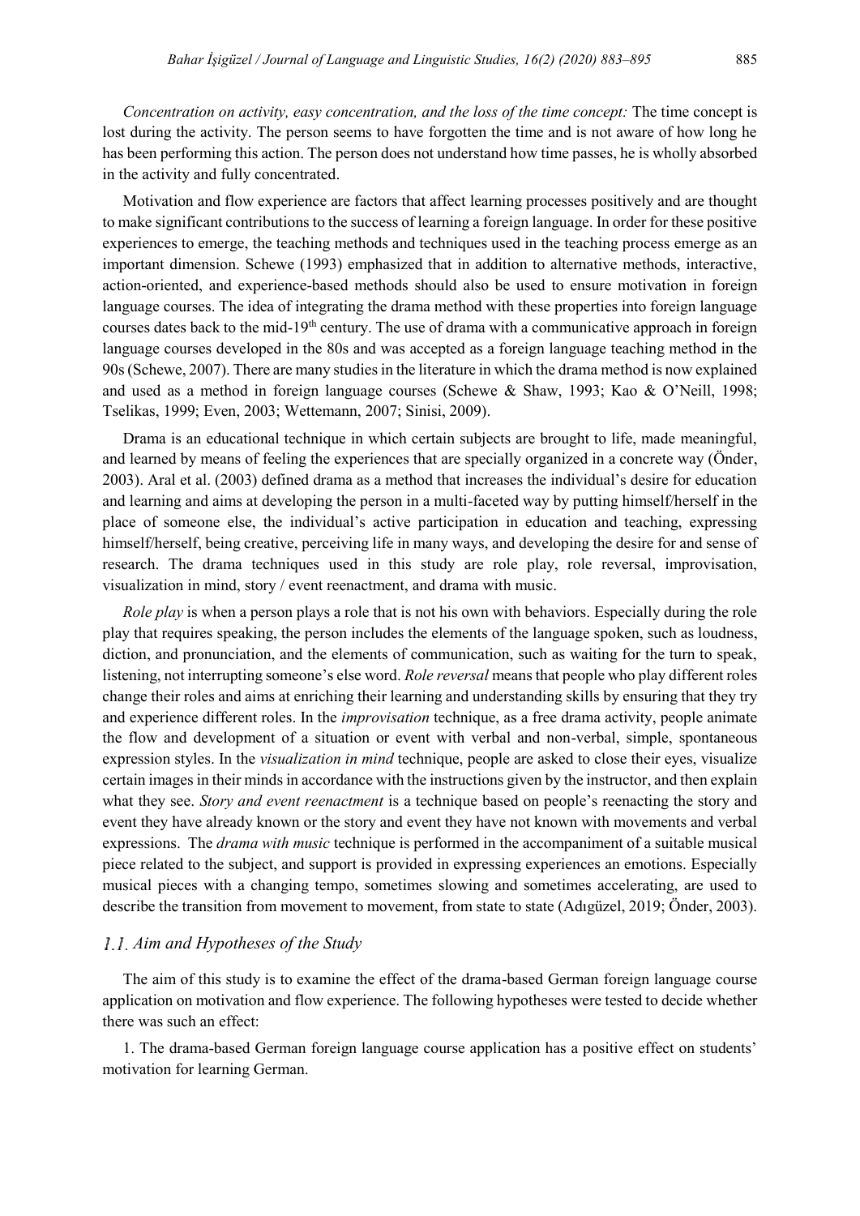*Concentration on activity, easy concentration, and the loss of the time concept:* The time concept is lost during the activity. The person seems to have forgotten the time and is not aware of how long he has been performing this action. The person does not understand how time passes, he is wholly absorbed in the activity and fully concentrated.

Motivation and flow experience are factors that affect learning processes positively and are thought to make significant contributions to the success of learning a foreign language. In order for these positive experiences to emerge, the teaching methods and techniques used in the teaching process emerge as an important dimension. Schewe (1993) emphasized that in addition to alternative methods, interactive, action-oriented, and experience-based methods should also be used to ensure motivation in foreign language courses. The idea of integrating the drama method with these properties into foreign language courses dates back to the mid-19th century. The use of drama with a communicative approach in foreign language courses developed in the 80s and was accepted as a foreign language teaching method in the 90s (Schewe, 2007). There are many studies in the literature in which the drama method is now explained and used as a method in foreign language courses (Schewe & Shaw, 1993; Kao & O'Neill, 1998; Tselikas, 1999; Even, 2003; Wettemann, 2007; Sinisi, 2009).

Drama is an educational technique in which certain subjects are brought to life, made meaningful, and learned by means of feeling the experiences that are specially organized in a concrete way (Önder, 2003). Aral et al. (2003) defined drama as a method that increases the individual's desire for education and learning and aims at developing the person in a multi-faceted way by putting himself/herself in the place of someone else, the individual's active participation in education and teaching, expressing himself/herself, being creative, perceiving life in many ways, and developing the desire for and sense of research. The drama techniques used in this study are role play, role reversal, improvisation, visualization in mind, story / event reenactment, and drama with music.

*Role play* is when a person plays a role that is not his own with behaviors. Especially during the role play that requires speaking, the person includes the elements of the language spoken, such as loudness, diction, and pronunciation, and the elements of communication, such as waiting for the turn to speak, listening, not interrupting someone's else word. *Role reversal* means that people who play different roles change their roles and aims at enriching their learning and understanding skills by ensuring that they try and experience different roles. In the *improvisation* technique, as a free drama activity, people animate the flow and development of a situation or event with verbal and non-verbal, simple, spontaneous expression styles. In the *visualization in mind* technique, people are asked to close their eyes, visualize certain images in their minds in accordance with the instructions given by the instructor, and then explain what they see. *Story and event reenactment* is a technique based on people's reenacting the story and event they have already known or the story and event they have not known with movements and verbal expressions. The *drama with music* technique is performed in the accompaniment of a suitable musical piece related to the subject, and support is provided in expressing experiences an emotions. Especially musical pieces with a changing tempo, sometimes slowing and sometimes accelerating, are used to describe the transition from movement to movement, from state to state (Adıgüzel, 2019; Önder, 2003).

### 1.1. Aim and Hypotheses of the Study

The aim of this study is to examine the effect of the drama-based German foreign language course application on motivation and flow experience. The following hypotheses were tested to decide whether there was such an effect:

1. The drama-based German foreign language course application has a positive effect on students' motivation for learning German.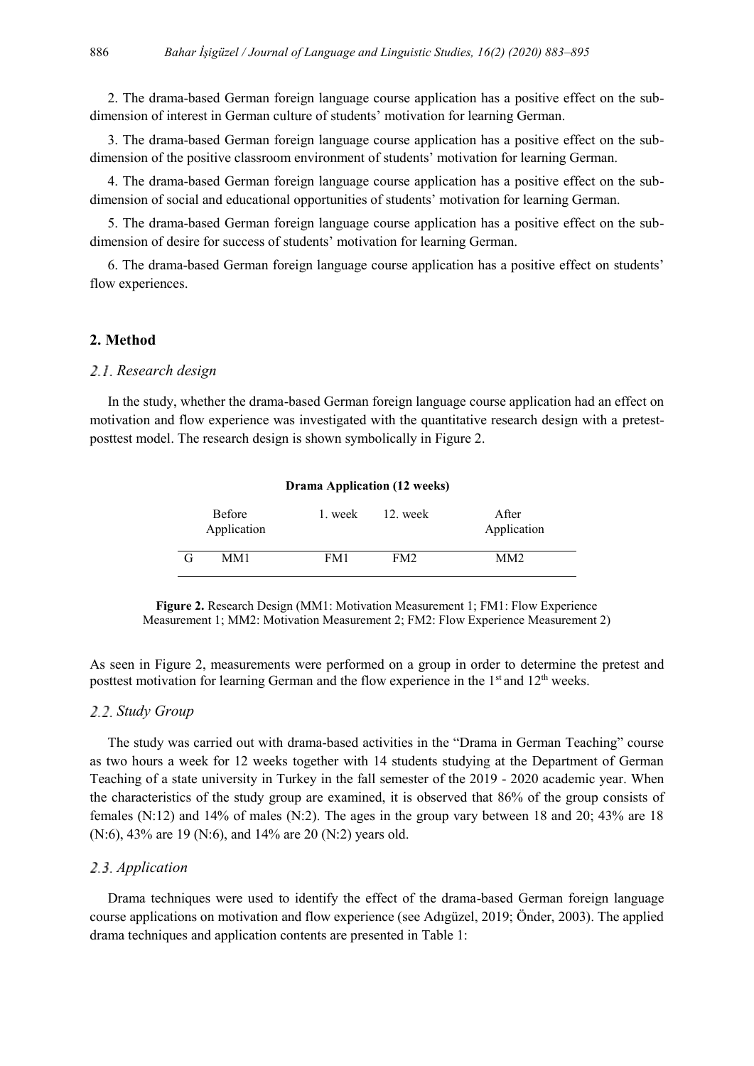2. The drama-based German foreign language course application has a positive effect on the sub-dimension of interest in German culture of students' motivation for learning German.

3. The drama-based German foreign language course application has a positive effect on the sub-dimension of the positive classroom environment of students' motivation for learning German.

4. The drama-based German foreign language course application has a positive effect on the sub-dimension of social and educational opportunities of students' motivation for learning German.

5. The drama-based German foreign language course application has a positive effect on the sub-dimension of desire for success of students' motivation for learning German.

6. The drama-based German foreign language course application has a positive effect on students' flow experiences.

## 2. Method

### 2.1. *Research design*

In the study, whether the drama-based German foreign language course application had an effect on motivation and flow experience was investigated with the quantitative research design with a pretest-posttest model. The research design is shown symbolically in Figure 2.

**Drama Application (12 weeks)**

| | Before Application | 1. week | 12. week | After Application |
|---|---|---|---|---|
| G | MM1 | FM1 | FM2 | MM2 |

**Figure 2.** Research Design (MM1: Motivation Measurement 1; FM1: Flow Experience Measurement 1; MM2: Motivation Measurement 2; FM2: Flow Experience Measurement 2)

As seen in Figure 2, measurements were performed on a group in order to determine the pretest and posttest motivation for learning German and the flow experience in the 1st and 12th weeks.

### 2.2. *Study Group*

The study was carried out with drama-based activities in the "Drama in German Teaching" course as two hours a week for 12 weeks together with 14 students studying at the Department of German Teaching of a state university in Turkey in the fall semester of the 2019 - 2020 academic year. When the characteristics of the study group are examined, it is observed that 86% of the group consists of females (N:12) and 14% of males (N:2). The ages in the group vary between 18 and 20; 43% are 18 (N:6), 43% are 19 (N:6), and 14% are 20 (N:2) years old.

### 2.3. *Application*

Drama techniques were used to identify the effect of the drama-based German foreign language course applications on motivation and flow experience (see Adıgüzel, 2019; Önder, 2003). The applied drama techniques and application contents are presented in Table 1: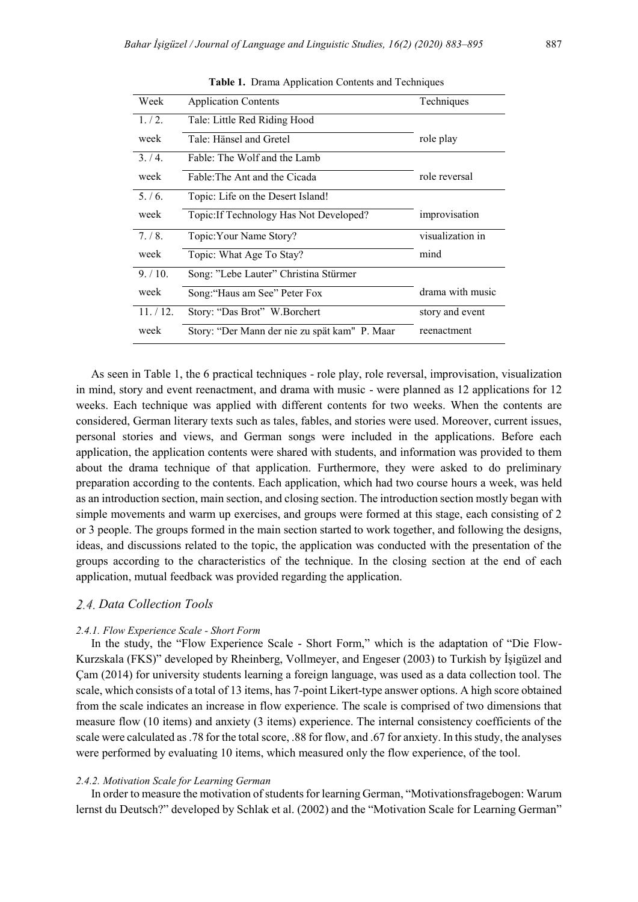**Table 1.** Drama Application Contents and Techniques

| Week | Application Contents | Techniques |
|---|---|---|
| 1. / 2. week | Tale: Little Red Riding Hood<br>Tale: Hänsel and Gretel | role play |
| 3. / 4. week | Fable: The Wolf and the Lamb<br>Fable:The Ant and the Cicada | role reversal |
| 5. / 6. week | Topic: Life on the Desert Island!<br>Topic:If Technology Has Not Developed? | improvisation |
| 7. / 8. week | Topic:Your Name Story?<br>Topic: What Age To Stay? | visualization in mind |
| 9. / 10. week | Song: "Lebe Lauter" Christina Stürmer<br>Song:"Haus am See" Peter Fox | drama with music |
| 11. / 12. week | Story: "Das Brot" W.Borchert<br>Story: "Der Mann der nie zu spät kam" P. Maar | story and event reenactment |

As seen in Table 1, the 6 practical techniques - role play, role reversal, improvisation, visualization in mind, story and event reenactment, and drama with music - were planned as 12 applications for 12 weeks. Each technique was applied with different contents for two weeks. When the contents are considered, German literary texts such as tales, fables, and stories were used. Moreover, current issues, personal stories and views, and German songs were included in the applications. Before each application, the application contents were shared with students, and information was provided to them about the drama technique of that application. Furthermore, they were asked to do preliminary preparation according to the contents. Each application, which had two course hours a week, was held as an introduction section, main section, and closing section. The introduction section mostly began with simple movements and warm up exercises, and groups were formed at this stage, each consisting of 2 or 3 people. The groups formed in the main section started to work together, and following the designs, ideas, and discussions related to the topic, the application was conducted with the presentation of the groups according to the characteristics of the technique. In the closing section at the end of each application, mutual feedback was provided regarding the application.

## 2.4. Data Collection Tools

#### 2.4.1. Flow Experience Scale - Short Form

In the study, the "Flow Experience Scale - Short Form," which is the adaptation of "Die Flow-Kurzskala (FKS)" developed by Rheinberg, Vollmeyer, and Engeser (2003) to Turkish by İşigüzel and Çam (2014) for university students learning a foreign language, was used as a data collection tool. The scale, which consists of a total of 13 items, has 7-point Likert-type answer options. A high score obtained from the scale indicates an increase in flow experience. The scale is comprised of two dimensions that measure flow (10 items) and anxiety (3 items) experience. The internal consistency coefficients of the scale were calculated as .78 for the total score, .88 for flow, and .67 for anxiety. In this study, the analyses were performed by evaluating 10 items, which measured only the flow experience, of the tool.

#### 2.4.2. Motivation Scale for Learning German

In order to measure the motivation of students for learning German, "Motivationsfragebogen: Warum lernst du Deutsch?" developed by Schlak et al. (2002) and the "Motivation Scale for Learning German"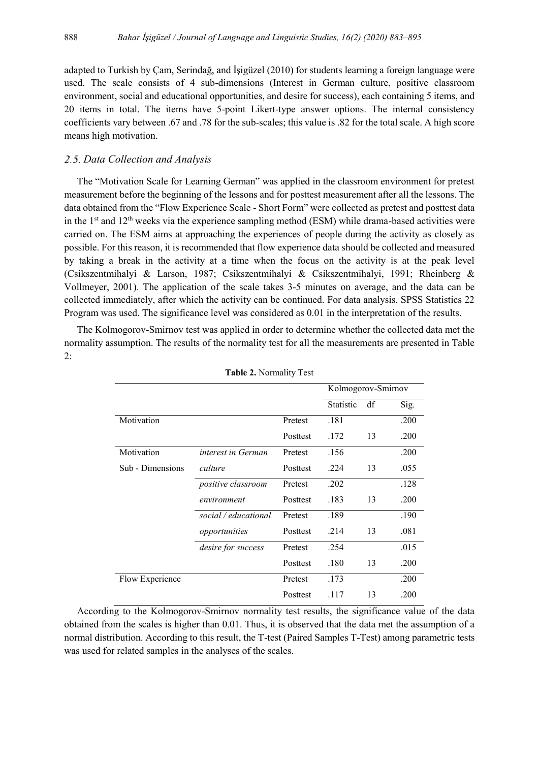adapted to Turkish by Çam, Serindağ, and İşigüzel (2010) for students learning a foreign language were used. The scale consists of 4 sub-dimensions (Interest in German culture, positive classroom environment, social and educational opportunities, and desire for success), each containing 5 items, and 20 items in total. The items have 5-point Likert-type answer options. The internal consistency coefficients vary between .67 and .78 for the sub-scales; this value is .82 for the total scale. A high score means high motivation.

### 2.5. Data Collection and Analysis

The "Motivation Scale for Learning German" was applied in the classroom environment for pretest measurement before the beginning of the lessons and for posttest measurement after all the lessons. The data obtained from the "Flow Experience Scale - Short Form" were collected as pretest and posttest data in the 1st and 12th weeks via the experience sampling method (ESM) while drama-based activities were carried on. The ESM aims at approaching the experiences of people during the activity as closely as possible. For this reason, it is recommended that flow experience data should be collected and measured by taking a break in the activity at a time when the focus on the activity is at the peak level (Csikszentmihalyi & Larson, 1987; Csikszentmihalyi & Csikszentmihalyi, 1991; Rheinberg & Vollmeyer, 2001). The application of the scale takes 3-5 minutes on average, and the data can be collected immediately, after which the activity can be continued. For data analysis, SPSS Statistics 22 Program was used. The significance level was considered as 0.01 in the interpretation of the results.

The Kolmogorov-Smirnov test was applied in order to determine whether the collected data met the normality assumption. The results of the normality test for all the measurements are presented in Table 2:

**Table 2.** Normality Test

| | | | Kolmogorov-Smirnov | | |
|---|---|---|---|---|---|
| | | | Statistic | df | Sig. |
| Motivation | | Pretest | .181 | | .200 |
| | | Posttest | .172 | 13 | .200 |
| Motivation Sub - Dimensions | *interest in German culture* | Pretest | .156 | | .200 |
| | | Posttest | .224 | 13 | .055 |
| | *positive classroom environment* | Pretest | .202 | | .128 |
| | | Posttest | .183 | 13 | .200 |
| | *social / educational opportunities* | Pretest | .189 | | .190 |
| | | Posttest | .214 | 13 | .081 |
| | *desire for success* | Pretest | .254 | | .015 |
| | | Posttest | .180 | 13 | .200 |
| Flow Experience | | Pretest | .173 | | .200 |
| | | Posttest | .117 | 13 | .200 |

According to the Kolmogorov-Smirnov normality test results, the significance value of the data obtained from the scales is higher than 0.01. Thus, it is observed that the data met the assumption of a normal distribution. According to this result, the T-test (Paired Samples T-Test) among parametric tests was used for related samples in the analyses of the scales.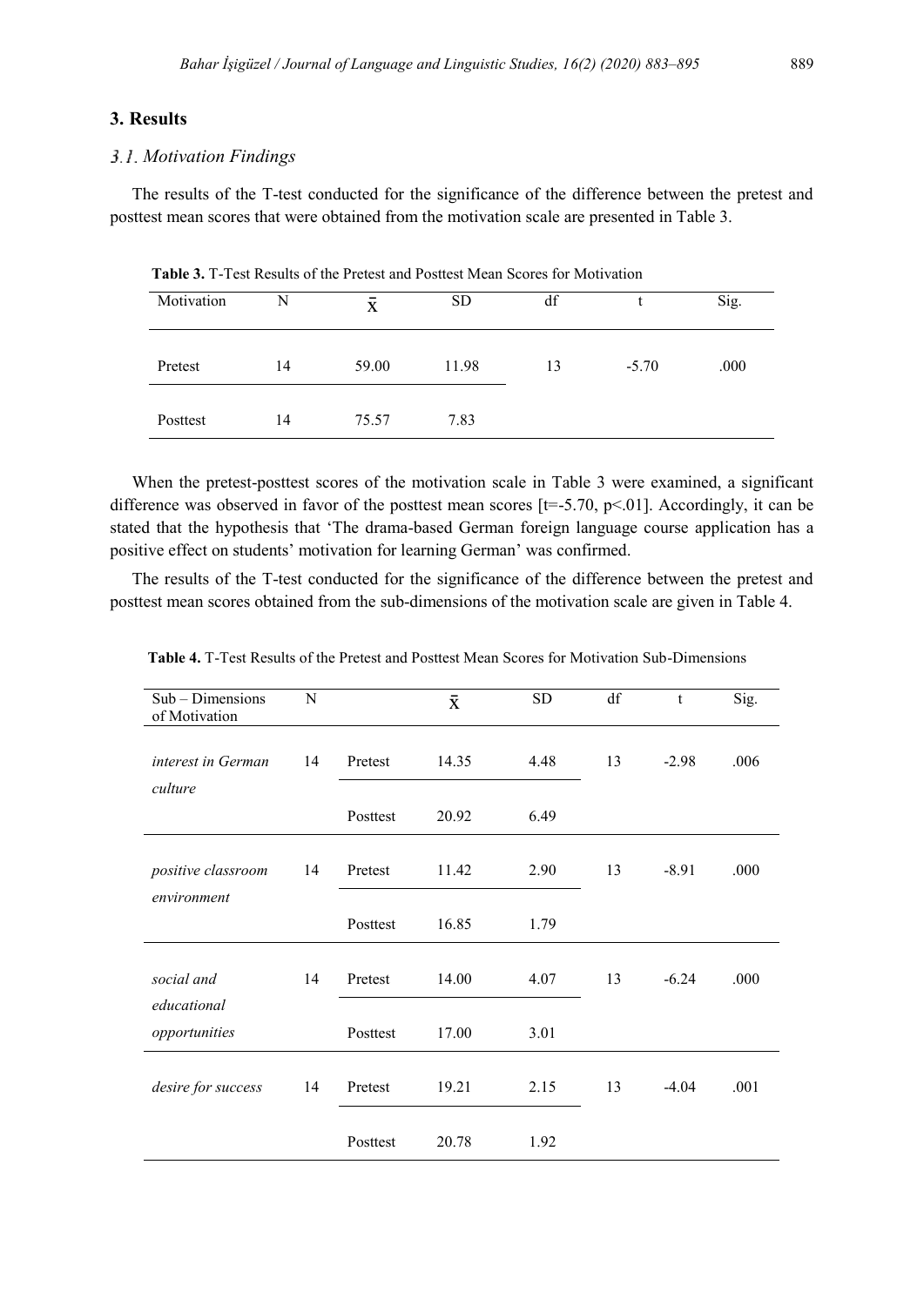## 3. Results

### 3.1. Motivation Findings

The results of the T-test conducted for the significance of the difference between the pretest and posttest mean scores that were obtained from the motivation scale are presented in Table 3.

**Table 3.** T-Test Results of the Pretest and Posttest Mean Scores for Motivation

| Motivation | N | $\bar{x}$ | SD | df | t | Sig. |
|---|---|---|---|---|---|---|
| Pretest | 14 | 59.00 | 11.98 | 13 | -5.70 | .000 |
| Posttest | 14 | 75.57 | 7.83 | | | |

When the pretest-posttest scores of the motivation scale in Table 3 were examined, a significant difference was observed in favor of the posttest mean scores [$t=-5.70$, $p<.01$]. Accordingly, it can be stated that the hypothesis that 'The drama-based German foreign language course application has a positive effect on students' motivation for learning German' was confirmed.

The results of the T-test conducted for the significance of the difference between the pretest and posttest mean scores obtained from the sub-dimensions of the motivation scale are given in Table 4.

**Table 4.** T-Test Results of the Pretest and Posttest Mean Scores for Motivation Sub-Dimensions

| Sub – Dimensions of Motivation | N | | $\bar{x}$ | SD | df | t | Sig. |
|---|---|---|---|---|---|---|---|
| *interest in German culture* | 14 | Pretest | 14.35 | 4.48 | 13 | -2.98 | .006 |
| | | Posttest | 20.92 | 6.49 | | | |
| *positive classroom environment* | 14 | Pretest | 11.42 | 2.90 | 13 | -8.91 | .000 |
| | | Posttest | 16.85 | 1.79 | | | |
| *social and educational opportunities* | 14 | Pretest | 14.00 | 4.07 | 13 | -6.24 | .000 |
| | | Posttest | 17.00 | 3.01 | | | |
| *desire for success* | 14 | Pretest | 19.21 | 2.15 | 13 | -4.04 | .001 |
| | | Posttest | 20.78 | 1.92 | | | |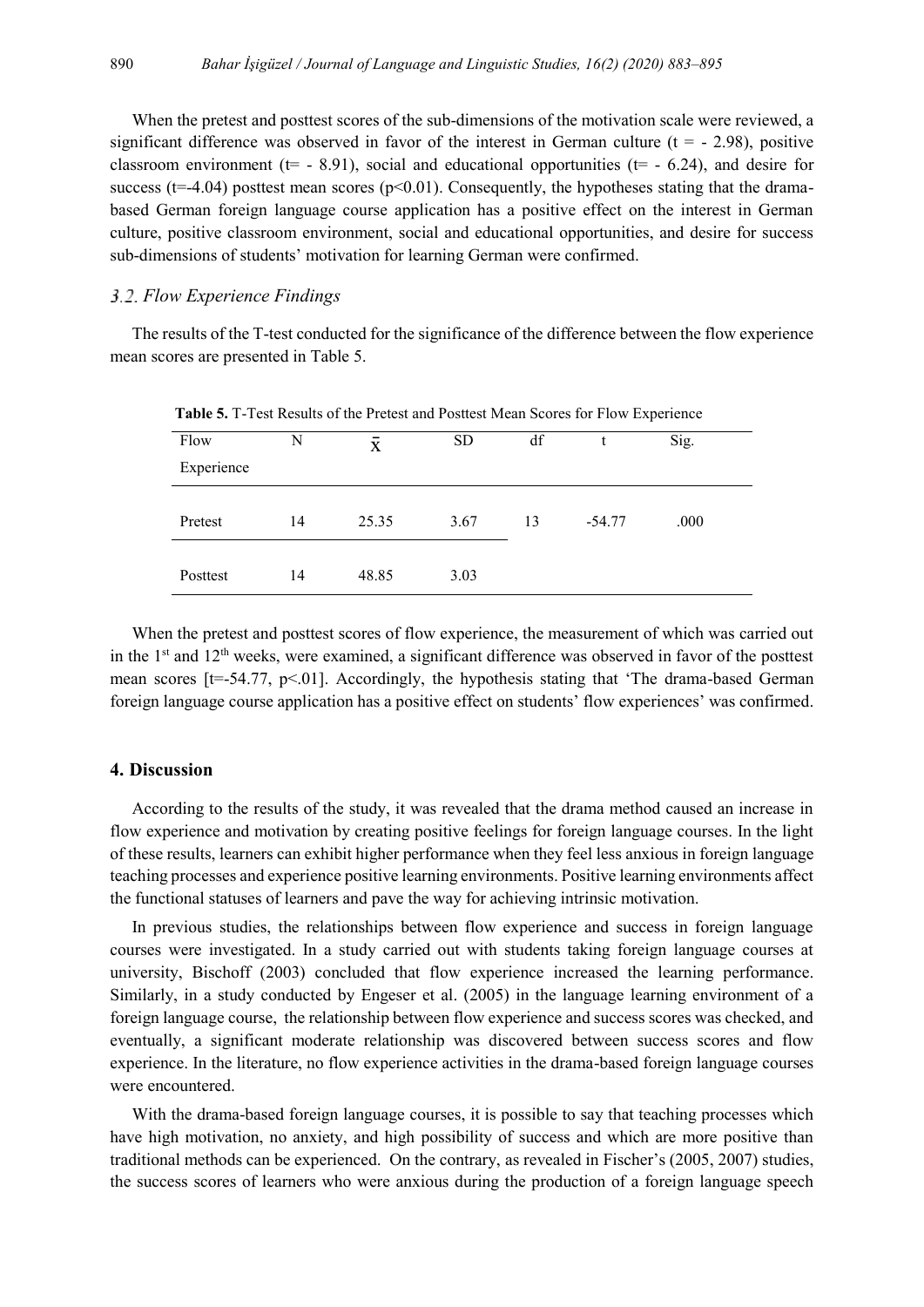When the pretest and posttest scores of the sub-dimensions of the motivation scale were reviewed, a significant difference was observed in favor of the interest in German culture ($t = -2.98$), positive classroom environment ($t = -8.91$), social and educational opportunities ($t = -6.24$), and desire for success ($t = -4.04$) posttest mean scores ($p<0.01$). Consequently, the hypotheses stating that the drama-based German foreign language course application has a positive effect on the interest in German culture, positive classroom environment, social and educational opportunities, and desire for success sub-dimensions of students' motivation for learning German were confirmed.

### 3.2. Flow Experience Findings

The results of the T-test conducted for the significance of the difference between the flow experience mean scores are presented in Table 5.

**Table 5.** T-Test Results of the Pretest and Posttest Mean Scores for Flow Experience

| Flow Experience | N | $\bar{X}$ | SD | df | t | Sig. |
|---|---|---|---|---|---|---|
| Pretest | 14 | 25.35 | 3.67 | 13 | -54.77 | .000 |
| Posttest | 14 | 48.85 | 3.03 | | | |

When the pretest and posttest scores of flow experience, the measurement of which was carried out in the 1st and 12th weeks, were examined, a significant difference was observed in favor of the posttest mean scores [$t=-54.77$, $p<.01$]. Accordingly, the hypothesis stating that 'The drama-based German foreign language course application has a positive effect on students' flow experiences' was confirmed.

## 4. Discussion

According to the results of the study, it was revealed that the drama method caused an increase in flow experience and motivation by creating positive feelings for foreign language courses. In the light of these results, learners can exhibit higher performance when they feel less anxious in foreign language teaching processes and experience positive learning environments. Positive learning environments affect the functional statuses of learners and pave the way for achieving intrinsic motivation.

In previous studies, the relationships between flow experience and success in foreign language courses were investigated. In a study carried out with students taking foreign language courses at university, Bischoff (2003) concluded that flow experience increased the learning performance. Similarly, in a study conducted by Engeser et al. (2005) in the language learning environment of a foreign language course, the relationship between flow experience and success scores was checked, and eventually, a significant moderate relationship was discovered between success scores and flow experience. In the literature, no flow experience activities in the drama-based foreign language courses were encountered.

With the drama-based foreign language courses, it is possible to say that teaching processes which have high motivation, no anxiety, and high possibility of success and which are more positive than traditional methods can be experienced. On the contrary, as revealed in Fischer's (2005, 2007) studies, the success scores of learners who were anxious during the production of a foreign language speech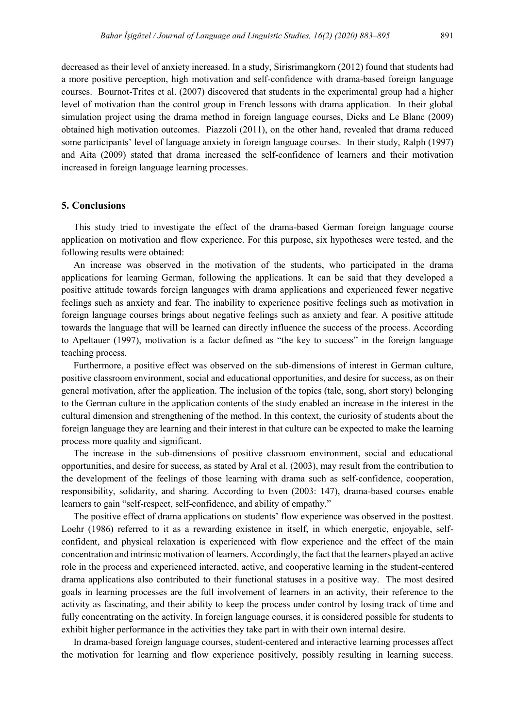decreased as their level of anxiety increased. In a study, Sirisrimangkorn (2012) found that students had a more positive perception, high motivation and self-confidence with drama-based foreign language courses. Bournot-Trites et al. (2007) discovered that students in the experimental group had a higher level of motivation than the control group in French lessons with drama application. In their global simulation project using the drama method in foreign language courses, Dicks and Le Blanc (2009) obtained high motivation outcomes. Piazzoli (2011), on the other hand, revealed that drama reduced some participants' level of language anxiety in foreign language courses. In their study, Ralph (1997) and Aita (2009) stated that drama increased the self-confidence of learners and their motivation increased in foreign language learning processes.

## 5. Conclusions

This study tried to investigate the effect of the drama-based German foreign language course application on motivation and flow experience. For this purpose, six hypotheses were tested, and the following results were obtained:

An increase was observed in the motivation of the students, who participated in the drama applications for learning German, following the applications. It can be said that they developed a positive attitude towards foreign languages with drama applications and experienced fewer negative feelings such as anxiety and fear. The inability to experience positive feelings such as motivation in foreign language courses brings about negative feelings such as anxiety and fear. A positive attitude towards the language that will be learned can directly influence the success of the process. According to Apeltauer (1997), motivation is a factor defined as "the key to success" in the foreign language teaching process.

Furthermore, a positive effect was observed on the sub-dimensions of interest in German culture, positive classroom environment, social and educational opportunities, and desire for success, as on their general motivation, after the application. The inclusion of the topics (tale, song, short story) belonging to the German culture in the application contents of the study enabled an increase in the interest in the cultural dimension and strengthening of the method. In this context, the curiosity of students about the foreign language they are learning and their interest in that culture can be expected to make the learning process more quality and significant.

The increase in the sub-dimensions of positive classroom environment, social and educational opportunities, and desire for success, as stated by Aral et al. (2003), may result from the contribution to the development of the feelings of those learning with drama such as self-confidence, cooperation, responsibility, solidarity, and sharing. According to Even (2003: 147), drama-based courses enable learners to gain "self-respect, self-confidence, and ability of empathy."

The positive effect of drama applications on students' flow experience was observed in the posttest. Loehr (1986) referred to it as a rewarding existence in itself, in which energetic, enjoyable, self-confident, and physical relaxation is experienced with flow experience and the effect of the main concentration and intrinsic motivation of learners. Accordingly, the fact that the learners played an active role in the process and experienced interacted, active, and cooperative learning in the student-centered drama applications also contributed to their functional statuses in a positive way. The most desired goals in learning processes are the full involvement of learners in an activity, their reference to the activity as fascinating, and their ability to keep the process under control by losing track of time and fully concentrating on the activity. In foreign language courses, it is considered possible for students to exhibit higher performance in the activities they take part in with their own internal desire.

In drama-based foreign language courses, student-centered and interactive learning processes affect the motivation for learning and flow experience positively, possibly resulting in learning success.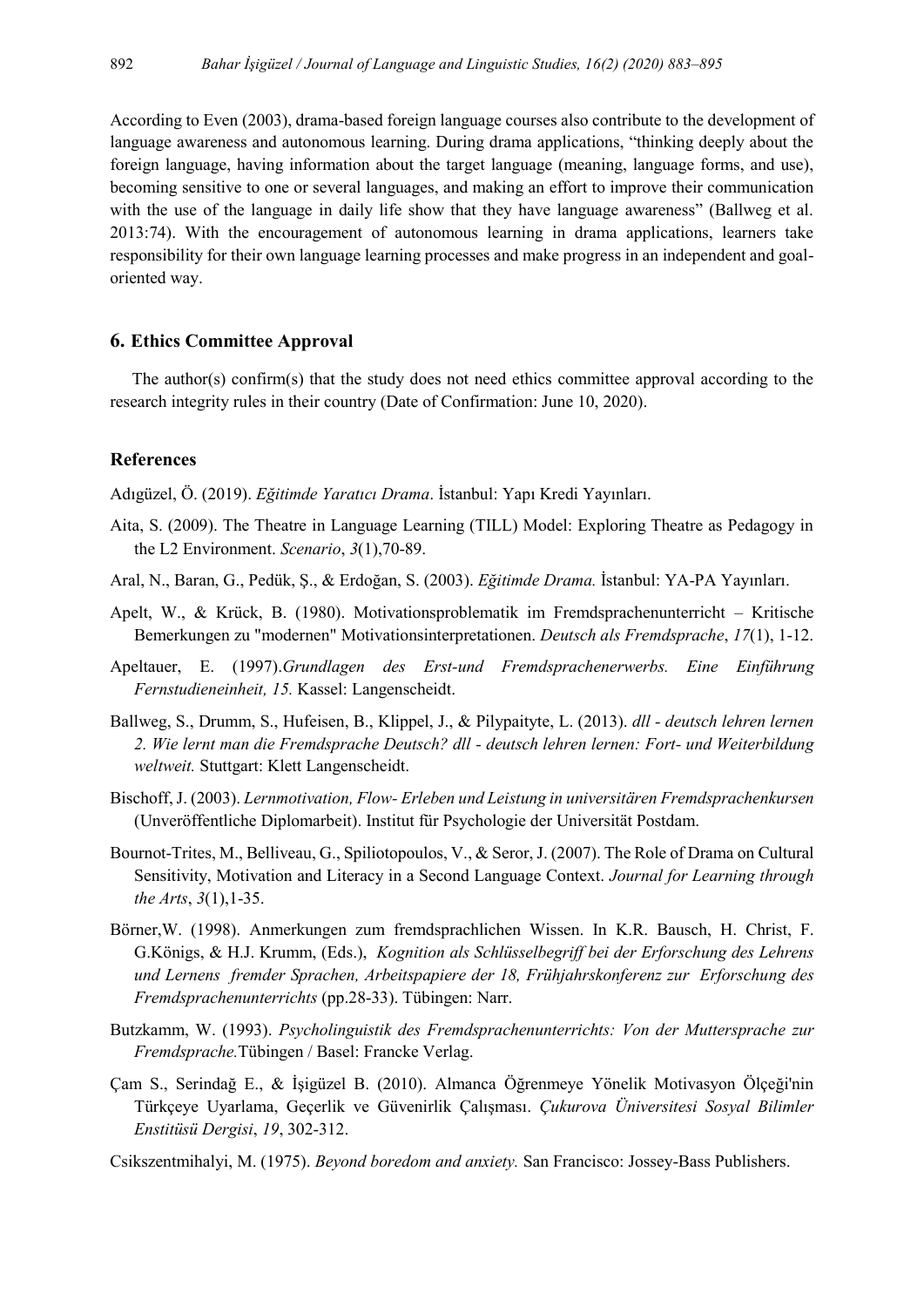According to Even (2003), drama-based foreign language courses also contribute to the development of language awareness and autonomous learning. During drama applications, "thinking deeply about the foreign language, having information about the target language (meaning, language forms, and use), becoming sensitive to one or several languages, and making an effort to improve their communication with the use of the language in daily life show that they have language awareness" (Ballweg et al. 2013:74). With the encouragement of autonomous learning in drama applications, learners take responsibility for their own language learning processes and make progress in an independent and goal-oriented way.

## 6. Ethics Committee Approval

The author(s) confirm(s) that the study does not need ethics committee approval according to the research integrity rules in their country (Date of Confirmation: June 10, 2020).

## References

Adıgüzel, Ö. (2019). *Eğitimde Yaratıcı Drama*. İstanbul: Yapı Kredi Yayınları.

Aita, S. (2009). The Theatre in Language Learning (TILL) Model: Exploring Theatre as Pedagogy in the L2 Environment. *Scenario*, *3*(1),70-89.

Aral, N., Baran, G., Pedük, Ş., & Erdoğan, S. (2003). *Eğitimde Drama.* İstanbul: YA-PA Yayınları.

Apelt, W., & Krück, B. (1980). Motivationsproblematik im Fremdsprachenunterricht – Kritische Bemerkungen zu "modernen" Motivationsinterpretationen. *Deutsch als Fremdsprache*, *17*(1), 1-12.

Apeltauer, E. (1997).*Grundlagen des Erst-und Fremdsprachenerwerbs. Eine Einführung Fernstudieneinheit, 15.* Kassel: Langenscheidt.

Ballweg, S., Drumm, S., Hufeisen, B., Klippel, J., & Pilypaityte, L. (2013). *dll - deutsch lehren lernen 2. Wie lernt man die Fremdsprache Deutsch? dll - deutsch lehren lernen: Fort- und Weiterbildung weltweit.* Stuttgart: Klett Langenscheidt.

Bischoff, J. (2003). *Lernmotivation, Flow- Erleben und Leistung in universitären Fremdsprachenkursen* (Unveröffentliche Diplomarbeit). Institut für Psychologie der Universität Postdam.

Bournot-Trites, M., Belliveau, G., Spiliotopoulos, V., & Seror, J. (2007). The Role of Drama on Cultural Sensitivity, Motivation and Literacy in a Second Language Context. *Journal for Learning through the Arts*, *3*(1),1-35.

Börner,W. (1998). Anmerkungen zum fremdsprachlichen Wissen. In K.R. Bausch, H. Christ, F. G.Königs, & H.J. Krumm, (Eds.), *Kognition als Schlüsselbegriff bei der Erforschung des Lehrens und Lernens fremder Sprachen, Arbeitspapiere der 18, Frühjahrskonferenz zur Erforschung des Fremdsprachenunterrichts* (pp.28-33). Tübingen: Narr.

Butzkamm, W. (1993). *Psycholinguistik des Fremdsprachenunterrichts: Von der Muttersprache zur Fremdsprache.*Tübingen / Basel: Francke Verlag.

Çam S., Serindağ E., & İşigüzel B. (2010). Almanca Öğrenmeye Yönelik Motivasyon Ölçeği'nin Türkçeye Uyarlama, Geçerlik ve Güvenirlik Çalışması. *Çukurova Üniversitesi Sosyal Bilimler Enstitüsü Dergisi*, *19*, 302-312.

Csikszentmihalyi, M. (1975). *Beyond boredom and anxiety.* San Francisco: Jossey-Bass Publishers.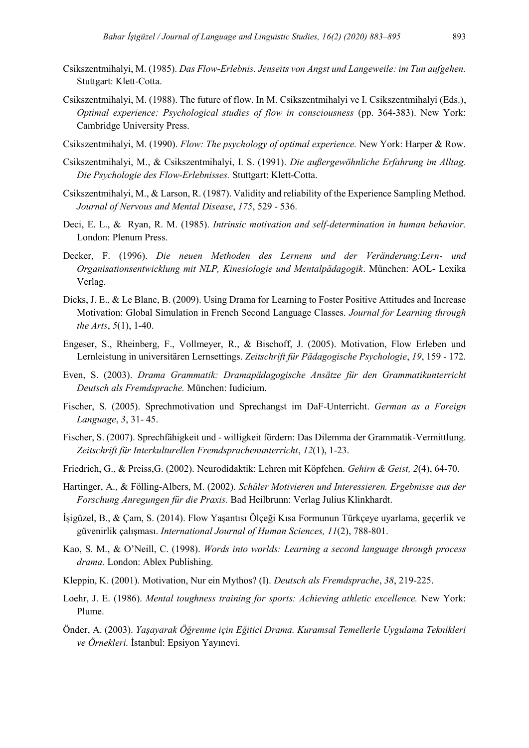Csikszentmihalyi, M. (1985). *Das Flow-Erlebnis. Jenseits von Angst und Langeweile: im Tun aufgehen.* Stuttgart: Klett-Cotta.

Csikszentmihalyi, M. (1988). The future of flow. In M. Csikszentmihalyi ve I. Csikszentmihalyi (Eds.), *Optimal experience: Psychological studies of flow in consciousness* (pp. 364-383). New York: Cambridge University Press.

Csikszentmihalyi, M. (1990). *Flow: The psychology of optimal experience.* New York: Harper & Row.

Csikszentmihalyi, M., & Csikszentmihalyi, I. S. (1991). *Die außergewöhnliche Erfahrung im Alltag. Die Psychologie des Flow-Erlebnisses.* Stuttgart: Klett-Cotta.

Csikszentmihalyi, M., & Larson, R. (1987). Validity and reliability of the Experience Sampling Method. *Journal of Nervous and Mental Disease*, *175*, 529 - 536.

Deci, E. L., & Ryan, R. M. (1985). *Intrinsic motivation and self-determination in human behavior.* London: Plenum Press.

Decker, F. (1996). *Die neuen Methoden des Lernens und der Veränderung:Lern- und Organisationsentwicklung mit NLP, Kinesiologie und Mentalpädagogik*. München: AOL- Lexika Verlag.

Dicks, J. E., & Le Blanc, B. (2009). Using Drama for Learning to Foster Positive Attitudes and Increase Motivation: Global Simulation in French Second Language Classes. *Journal for Learning through the Arts*, *5*(1), 1-40.

Engeser, S., Rheinberg, F., Vollmeyer, R., & Bischoff, J. (2005). Motivation, Flow Erleben und Lernleistung in universitären Lernsettings. *Zeitschrift für Pädagogische Psychologie*, *19*, 159 - 172.

Even, S. (2003). *Drama Grammatik: Dramapädagogische Ansätze für den Grammatikunterricht Deutsch als Fremdsprache.* München: Iudicium.

Fischer, S. (2005). Sprechmotivation und Sprechangst im DaF-Unterricht. *German as a Foreign Language*, *3*, 31- 45.

Fischer, S. (2007). Sprechfähigkeit und - willigkeit fördern: Das Dilemma der Grammatik-Vermittlung. *Zeitschrift für Interkulturellen Fremdsprachenunterricht*, *12*(1), 1-23.

Friedrich, G., & Preiss,G. (2002). Neurodidaktik: Lehren mit Köpfchen. *Gehirn & Geist, 2*(4), 64-70.

Hartinger, A., & Fölling-Albers, M. (2002). *Schüler Motivieren und Interessieren. Ergebnisse aus der Forschung Anregungen für die Praxis.* Bad Heilbrunn: Verlag Julius Klinkhardt.

İşigüzel, B., & Çam, S. (2014). Flow Yaşantısı Ölçeği Kısa Formunun Türkçeye uyarlama, geçerlik ve güvenirlik çalışması. *International Journal of Human Sciences, 11*(2), 788-801.

Kao, S. M., & O'Neill, C. (1998). *Words into worlds: Learning a second language through process drama.* London: Ablex Publishing.

Kleppin, K. (2001). Motivation, Nur ein Mythos? (I). *Deutsch als Fremdsprache*, *38*, 219-225.

Loehr, J. E. (1986). *Mental toughness training for sports: Achieving athletic excellence.* New York: Plume.

Önder, A. (2003). *Yaşayarak Öğrenme için Eğitici Drama. Kuramsal Temellerle Uygulama Teknikleri ve Örnekleri.* İstanbul: Epsiyon Yayınevi.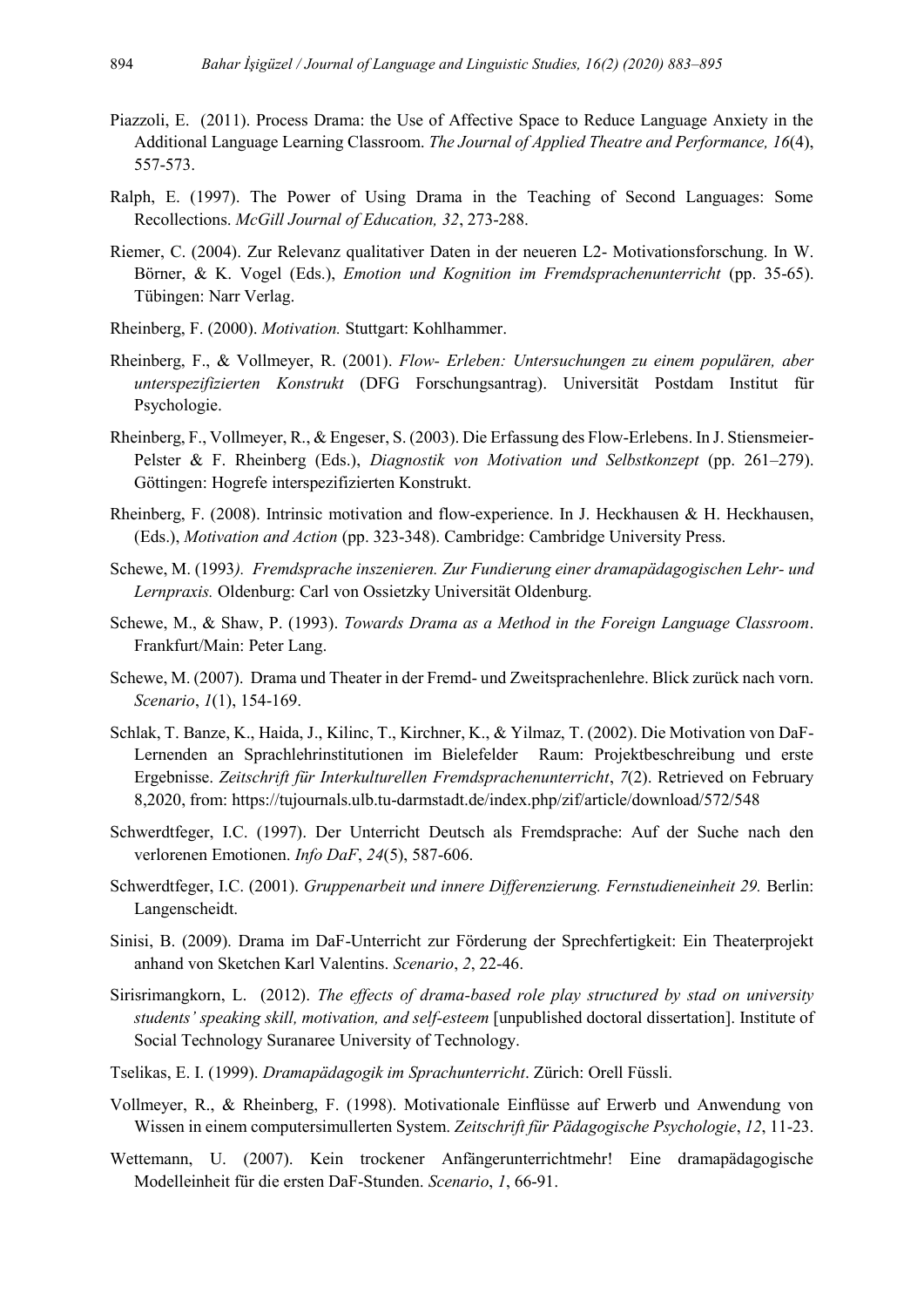Piazzoli, E. (2011). Process Drama: the Use of Affective Space to Reduce Language Anxiety in the Additional Language Learning Classroom. *The Journal of Applied Theatre and Performance, 16*(4), 557-573.

Ralph, E. (1997). The Power of Using Drama in the Teaching of Second Languages: Some Recollections. *McGill Journal of Education, 32*, 273-288.

Riemer, C. (2004). Zur Relevanz qualitativer Daten in der neueren L2- Motivationsforschung. In W. Börner, & K. Vogel (Eds.), *Emotion und Kognition im Fremdsprachenunterricht* (pp. 35-65). Tübingen: Narr Verlag.

Rheinberg, F. (2000). *Motivation.* Stuttgart: Kohlhammer.

Rheinberg, F., & Vollmeyer, R. (2001). *Flow- Erleben: Untersuchungen zu einem populären, aber unterspezifizierten Konstrukt* (DFG Forschungsantrag). Universität Postdam Institut für Psychologie.

Rheinberg, F., Vollmeyer, R., & Engeser, S. (2003). Die Erfassung des Flow-Erlebens. In J. Stiensmeier-Pelster & F. Rheinberg (Eds.), *Diagnostik von Motivation und Selbstkonzept* (pp. 261–279). Göttingen: Hogrefe interspezifizierten Konstrukt.

Rheinberg, F. (2008). Intrinsic motivation and flow-experience. In J. Heckhausen & H. Heckhausen, (Eds.), *Motivation and Action* (pp. 323-348). Cambridge: Cambridge University Press.

Schewe, M. (1993). *Fremdsprache inszenieren. Zur Fundierung einer dramapädagogischen Lehr- und Lernpraxis.* Oldenburg: Carl von Ossietzky Universität Oldenburg.

Schewe, M., & Shaw, P. (1993). *Towards Drama as a Method in the Foreign Language Classroom*. Frankfurt/Main: Peter Lang.

Schewe, M. (2007). Drama und Theater in der Fremd- und Zweitsprachenlehre. Blick zurück nach vorn. *Scenario*, *1*(1), 154-169.

Schlak, T. Banze, K., Haida, J., Kilinc, T., Kirchner, K., & Yilmaz, T. (2002). Die Motivation von DaF-Lernenden an Sprachlehrinstitutionen im Bielefelder Raum: Projektbeschreibung und erste Ergebnisse. *Zeitschrift für Interkulturellen Fremdsprachenunterricht*, *7*(2). Retrieved on February 8,2020, from: https://tujournals.ulb.tu-darmstadt.de/index.php/zif/article/download/572/548

Schwerdtfeger, I.C. (1997). Der Unterricht Deutsch als Fremdsprache: Auf der Suche nach den verlorenen Emotionen. *Info DaF*, *24*(5), 587-606.

Schwerdtfeger, I.C. (2001). *Gruppenarbeit und innere Differenzierung. Fernstudieneinheit 29.* Berlin: Langenscheidt.

Sinisi, B. (2009). Drama im DaF-Unterricht zur Förderung der Sprechfertigkeit: Ein Theaterprojekt anhand von Sketchen Karl Valentins. *Scenario*, *2*, 22-46.

Sirisrimangkorn, L. (2012). *The effects of drama-based role play structured by stad on university students' speaking skill, motivation, and self-esteem* [unpublished doctoral dissertation]. Institute of Social Technology Suranaree University of Technology.

Tselikas, E. I. (1999). *Dramapädagogik im Sprachunterricht*. Zürich: Orell Füssli.

Vollmeyer, R., & Rheinberg, F. (1998). Motivationale Einflüsse auf Erwerb und Anwendung von Wissen in einem computersimullerten System. *Zeitschrift für Pädagogische Psychologie*, *12*, 11-23.

Wettemann, U. (2007). Kein trockener Anfängerunterrichtmehr! Eine dramapädagogische Modelleinheit für die ersten DaF-Stunden. *Scenario*, *1*, 66-91.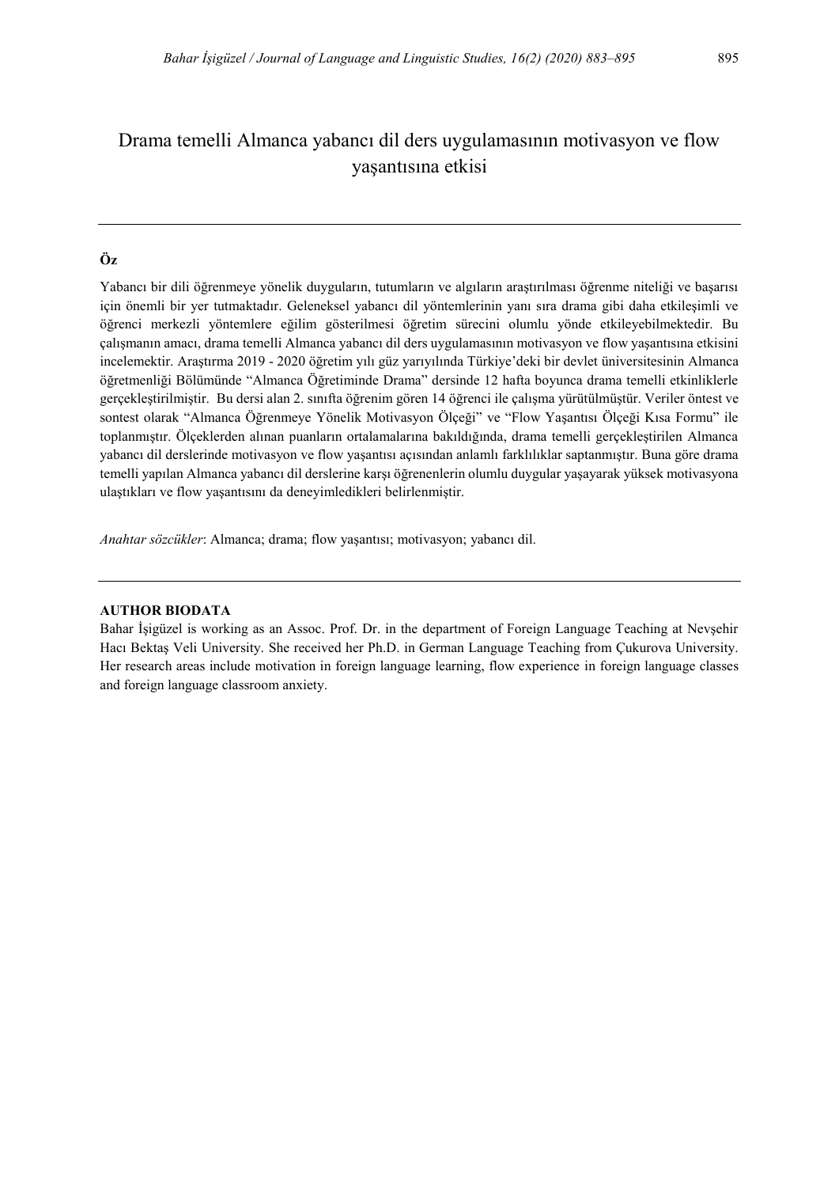# Drama temelli Almanca yabancı dil ders uygulamasının motivasyon ve flow yaşantısına etkisi

## Öz

Yabancı bir dili öğrenmeye yönelik duyguların, tutumların ve algıların araştırılması öğrenme niteliği ve başarısı için önemli bir yer tutmaktadır. Geleneksel yabancı dil yöntemlerinin yanı sıra drama gibi daha etkileşimli ve öğrenci merkezli yöntemlere eğilim gösterilmesi öğretim sürecini olumlu yönde etkileyebilmektedir. Bu çalışmanın amacı, drama temelli Almanca yabancı dil ders uygulamasının motivasyon ve flow yaşantısına etkisini incelemektir. Araştırma 2019 - 2020 öğretim yılı güz yarıyılında Türkiye'deki bir devlet üniversitesinin Almanca öğretmenliği Bölümünde "Almanca Öğretiminde Drama" dersinde 12 hafta boyunca drama temelli etkinliklerle gerçekleştirilmiştir. Bu dersi alan 2. sınıfta öğrenim gören 14 öğrenci ile çalışma yürütülmüştür. Veriler öntest ve sontest olarak "Almanca Öğrenmeye Yönelik Motivasyon Ölçeği" ve "Flow Yaşantısı Ölçeği Kısa Formu" ile toplanmıştır. Ölçeklerden alınan puanların ortalamalarına bakıldığında, drama temelli gerçekleştirilen Almanca yabancı dil derslerinde motivasyon ve flow yaşantısı açısından anlamlı farklılıklar saptanmıştır. Buna göre drama temelli yapılan Almanca yabancı dil derslerine karşı öğrenenlerin olumlu duygular yaşayarak yüksek motivasyona ulaştıkları ve flow yaşantısını da deneyimledikleri belirlenmiştir.

*Anahtar sözcükler*: Almanca; drama; flow yaşantısı; motivasyon; yabancı dil.

## AUTHOR BIODATA

Bahar İşigüzel is working as an Assoc. Prof. Dr. in the department of Foreign Language Teaching at Nevşehir Hacı Bektaş Veli University. She received her Ph.D. in German Language Teaching from Çukurova University. Her research areas include motivation in foreign language learning, flow experience in foreign language classes and foreign language classroom anxiety.